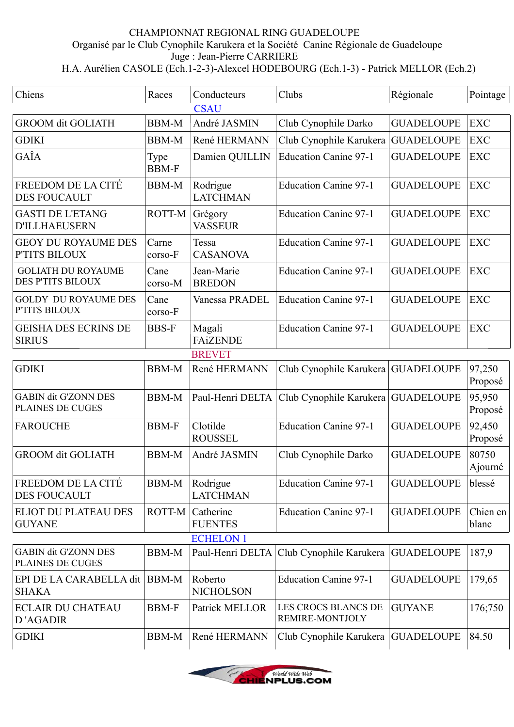CHAMPIONNAT REGIONAL RING GUADELOUPE

Organisé par le Club Cynophile Karukera et la Société Canine Régionale de Guadeloupe

Juge : Jean-Pierre CARRIERE

H.A. Aurélien CASOLE (Ech.1-2-3)-Alexcel HODEBOURG (Ech.1-3) - Patrick MELLOR (Ech.2)

| Chiens | Races | Conducteurs | Clubs | Régionale | Pointage |
|---|---|---|---|---|---|
| | | CSAU | | | |
| GROOM dit GOLIATH | BBM-M | André JASMIN | Club Cynophile Darko | GUADELOUPE | EXC |
| GDIKI | BBM-M | René HERMANN | Club Cynophile Karukera | GUADELOUPE | EXC |
| GAÎA | Type BBM-F | Damien QUILLIN | Education Canine 97-1 | GUADELOUPE | EXC |
| FREEDOM DE LA CITÉ DES FOUCAULT | BBM-M | Rodrigue LATCHMAN | Education Canine 97-1 | GUADELOUPE | EXC |
| GASTI DE L'ETANG D'ILLHAEUSERN | ROTT-M | Grégory VASSEUR | Education Canine 97-1 | GUADELOUPE | EXC |
| GEOY DU ROYAUME DES P'TITS BILOUX | Carne corso-F | Tessa CASANOVA | Education Canine 97-1 | GUADELOUPE | EXC |
| GOLIATH DU ROYAUME DES P'TITS BILOUX | Cane corso-M | Jean-Marie BREDON | Education Canine 97-1 | GUADELOUPE | EXC |
| GOLDY DU ROYAUME DES P'TITS BILOUX | Cane corso-F | Vanessa PRADEL | Education Canine 97-1 | GUADELOUPE | EXC |
| GEISHA DES ECRINS DE SIRIUS | BBS-F | Magali FAiZENDE | Education Canine 97-1 | GUADELOUPE | EXC |
| | | BREVET | | | |
| GDIKI | BBM-M | René HERMANN | Club Cynophile Karukera | GUADELOUPE | 97,250 Proposé |
| GABIN dit G'ZONN DES PLAINES DE CUGES | BBM-M | Paul-Henri DELTA | Club Cynophile Karukera | GUADELOUPE | 95,950 Proposé |
| FAROUCHE | BBM-F | Clotilde ROUSSEL | Education Canine 97-1 | GUADELOUPE | 92,450 Proposé |
| GROOM dit GOLIATH | BBM-M | André JASMIN | Club Cynophile Darko | GUADELOUPE | 80750 Ajourné |
| FREEDOM DE LA CITÉ DES FOUCAULT | BBM-M | Rodrigue LATCHMAN | Education Canine 97-1 | GUADELOUPE | blessé |
| ELIOT DU PLATEAU DES GUYANE | ROTT-M | Catherine FUENTES | Education Canine 97-1 | GUADELOUPE | Chien en blanc |
| | | ECHELON 1 | | | |
| GABIN dit G'ZONN DES PLAINES DE CUGES | BBM-M | Paul-Henri DELTA | Club Cynophile Karukera | GUADELOUPE | 187,9 |
| EPI DE LA CARABELLA dit SHAKA | BBM-M | Roberto NICHOLSON | Education Canine 97-1 | GUADELOUPE | 179,65 |
| ECLAIR DU CHATEAU D 'AGADIR | BBM-F | Patrick MELLOR | LES CROCS BLANCS DE REMIRE-MONTJOLY | GUYANE | 176;750 |
| GDIKI | BBM-M | René HERMANN | Club Cynophile Karukera | GUADELOUPE | 84.50 |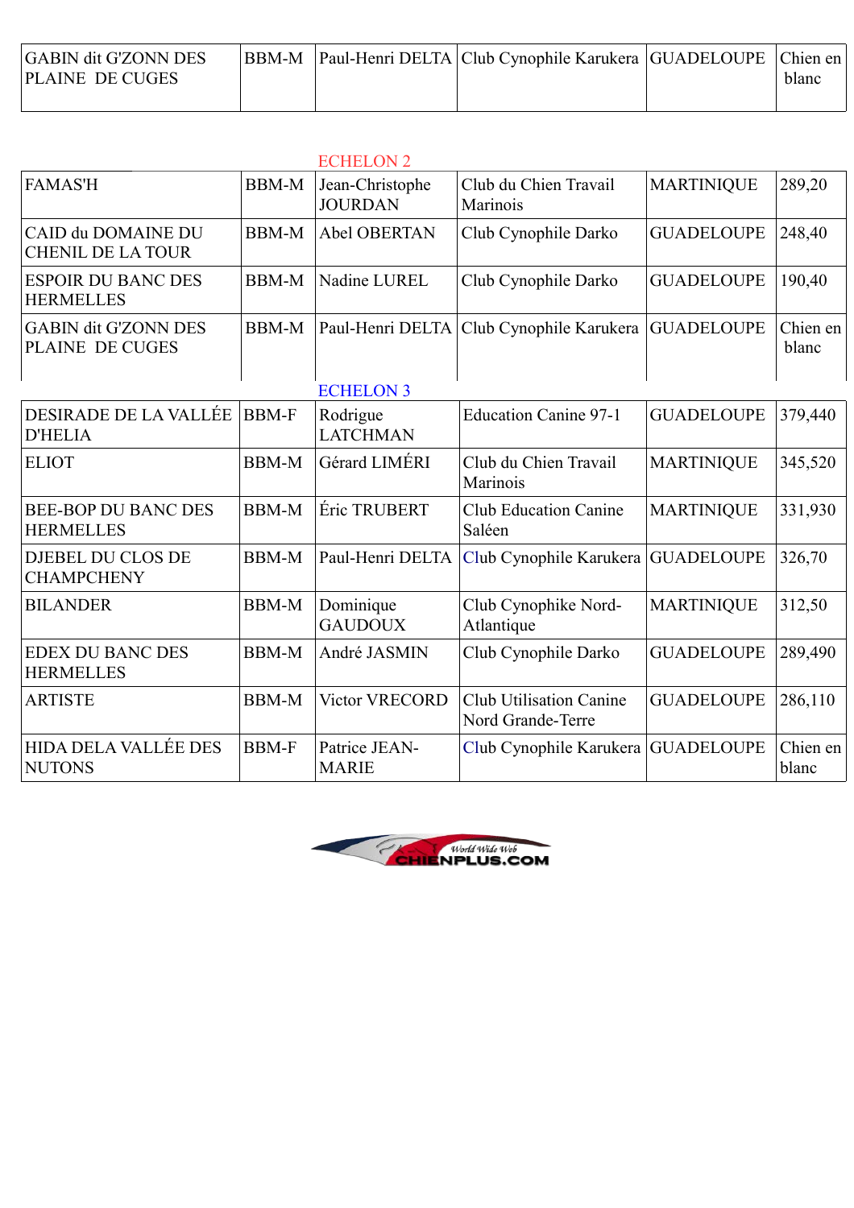| | | | | | |
|---|---|---|---|---|---|
| GABIN dit G'ZONN DES PLAINE DE CUGES | BBM-M | Paul-Henri DELTA | Club Cynophile Karukera | GUADELOUPE | Chien en blanc |

ECHELON 2

| | | | | | |
|---|---|---|---|---|---|
| FAMAS'H | BBM-M | Jean-Christophe JOURDAN | Club du Chien Travail Marinois | MARTINIQUE | 289,20 |
| CAID du DOMAINE DU CHENIL DE LA TOUR | BBM-M | Abel OBERTAN | Club Cynophile Darko | GUADELOUPE | 248,40 |
| ESPOIR DU BANC DES HERMELLES | BBM-M | Nadine LUREL | Club Cynophile Darko | GUADELOUPE | 190,40 |
| GABIN dit G'ZONN DES PLAINE DE CUGES | BBM-M | Paul-Henri DELTA | Club Cynophile Karukera | GUADELOUPE | Chien en blanc |

ECHELON 3

| | | | | | |
|---|---|---|---|---|---|
| DESIRADE DE LA VALLÉE D'HELIA | BBM-F | Rodrigue LATCHMAN | Education Canine 97-1 | GUADELOUPE | 379,440 |
| ELIOT | BBM-M | Gérard LIMÉRI | Club du Chien Travail Marinois | MARTINIQUE | 345,520 |
| BEE-BOP DU BANC DES HERMELLES | BBM-M | Éric TRUBERT | Club Education Canine Saléen | MARTINIQUE | 331,930 |
| DJEBEL DU CLOS DE CHAMPCHENY | BBM-M | Paul-Henri DELTA | Club Cynophile Karukera | GUADELOUPE | 326,70 |
| BILANDER | BBM-M | Dominique GAUDOUX | Club Cynophike Nord-Atlantique | MARTINIQUE | 312,50 |
| EDEX DU BANC DES HERMELLES | BBM-M | André JASMIN | Club Cynophile Darko | GUADELOUPE | 289,490 |
| ARTISTE | BBM-M | Victor VRECORD | Club Utilisation Canine Nord Grande-Terre | GUADELOUPE | 286,110 |
| HIDA DELA VALLÉE DES NUTONS | BBM-F | Patrice JEAN-MARIE | Club Cynophile Karukera | GUADELOUPE | Chien en blanc |

World Wide Web
CHIENPLUS.COM